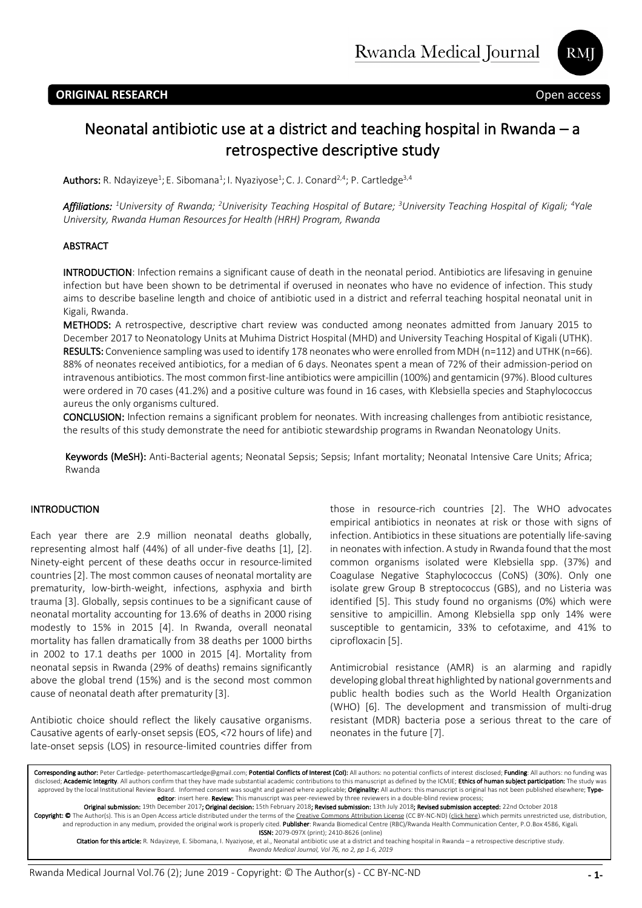**ORIGINAL RESEARCH** Open access

# Neonatal antibiotic use at a district and teaching hospital in Rwanda – a retrospective descriptive study

**Authors:** R. Ndayizeye[1]; E. Sibomana[1]; I. Nyaziyose[1]; C. J. Conard[2,4]; P. Cartledge[3,4]

***Affiliations:*** *[1]University of Rwanda; [2]Univerisity Teaching Hospital of Butare; [3]University Teaching Hospital of Kigali; [4]Yale University, Rwanda Human Resources for Health (HRH) Program, Rwanda*

## ABSTRACT

**INTRODUCTION**: Infection remains a significant cause of death in the neonatal period. Antibiotics are lifesaving in genuine infection but have been shown to be detrimental if overused in neonates who have no evidence of infection. This study aims to describe baseline length and choice of antibiotic used in a district and referral teaching hospital neonatal unit in Kigali, Rwanda.

**METHODS:** A retrospective, descriptive chart review was conducted among neonates admitted from January 2015 to December 2017 to Neonatology Units at Muhima District Hospital (MHD) and University Teaching Hospital of Kigali (UTHK).

**RESULTS:** Convenience sampling was used to identify 178 neonates who were enrolled from MDH (n=112) and UTHK (n=66). 88% of neonates received antibiotics, for a median of 6 days. Neonates spent a mean of 72% of their admission-period on intravenous antibiotics. The most common first-line antibiotics were ampicillin (100%) and gentamicin (97%). Blood cultures were ordered in 70 cases (41.2%) and a positive culture was found in 16 cases, with Klebsiella species and Staphylococcus aureus the only organisms cultured.

**CONCLUSION:** Infection remains a significant problem for neonates. With increasing challenges from antibiotic resistance, the results of this study demonstrate the need for antibiotic stewardship programs in Rwandan Neonatology Units.

**Keywords (MeSH):** Anti-Bacterial agents; Neonatal Sepsis; Sepsis; Infant mortality; Neonatal Intensive Care Units; Africa; Rwanda

## INTRODUCTION

Each year there are 2.9 million neonatal deaths globally, representing almost half (44%) of all under-five deaths [1], [2]. Ninety-eight percent of these deaths occur in resource-limited countries [2]. The most common causes of neonatal mortality are prematurity, low-birth-weight, infections, asphyxia and birth trauma [3]. Globally, sepsis continues to be a significant cause of neonatal mortality accounting for 13.6% of deaths in 2000 rising modestly to 15% in 2015 [4]. In Rwanda, overall neonatal mortality has fallen dramatically from 38 deaths per 1000 births in 2002 to 17.1 deaths per 1000 in 2015 [4]. Mortality from neonatal sepsis in Rwanda (29% of deaths) remains significantly above the global trend (15%) and is the second most common cause of neonatal death after prematurity [3].

Antibiotic choice should reflect the likely causative organisms. Causative agents of early-onset sepsis (EOS, <72 hours of life) and late-onset sepsis (LOS) in resource-limited countries differ from those in resource-rich countries [2]. The WHO advocates empirical antibiotics in neonates at risk or those with signs of infection. Antibiotics in these situations are potentially life-saving in neonates with infection. A study in Rwanda found that the most common organisms isolated were Klebsiella spp. (37%) and Coagulase Negative Staphylococcus (CoNS) (30%). Only one isolate grew Group B streptococcus (GBS), and no Listeria was identified [5]. This study found no organisms (0%) which were sensitive to ampicillin. Among Klebsiella spp only 14% were susceptible to gentamicin, 33% to cefotaxime, and 41% to ciprofloxacin [5].

Antimicrobial resistance (AMR) is an alarming and rapidly developing global threat highlighted by national governments and public health bodies such as the World Health Organization (WHO) [6]. The development and transmission of multi-drug resistant (MDR) bacteria pose a serious threat to the care of neonates in the future [7].

**Corresponding author:** Peter Cartledge- peterthomascartledge@gmail.com; **Potential Conflicts of Interest (CoI):** All authors: no potential conflicts of interest disclosed; **Funding**: All authors: no funding was disclosed; **Academic Integrity**. All authors confirm that they have made substantial academic contributions to this manuscript as defined by the ICMJE; **Ethics of human subject participation:** The study was approved by the local Institutional Review Board. Informed consent was sought and gained where applicable; **Originality:** All authors: this manuscript is original has not been published elsewhere; **Type-editor**: insert here. **Review:** This manuscript was peer-reviewed by three reviewers in a double-blind review process;

**Original submission:** 19th December 2017; **Original decision:** 15th February 2018; **Revised submission:** 13th July 2018; **Revised submission accepted:** 22nd October 2018

**Copyright: ©** The Author(s). This is an Open Access article distributed under the terms of the Creative Commons Attribution License (CC BY-NC-ND) (click here).which permits unrestricted use, distribution, and reproduction in any medium, provided the original work is properly cited. **Publisher**: Rwanda Biomedical Centre (RBC)/Rwanda Health Communication Center, P.O.Box 4586, Kigali. **ISSN:** 2079-097X (print); 2410-8626 (online)

**Citation for this article:** R. Ndayizeye, E. Sibomana, I. Nyaziyose, et al., Neonatal antibiotic use at a district and teaching hospital in Rwanda – a retrospective descriptive study. *Rwanda Medical Journal, Vol 76, no 2, pp 1-6, 2019*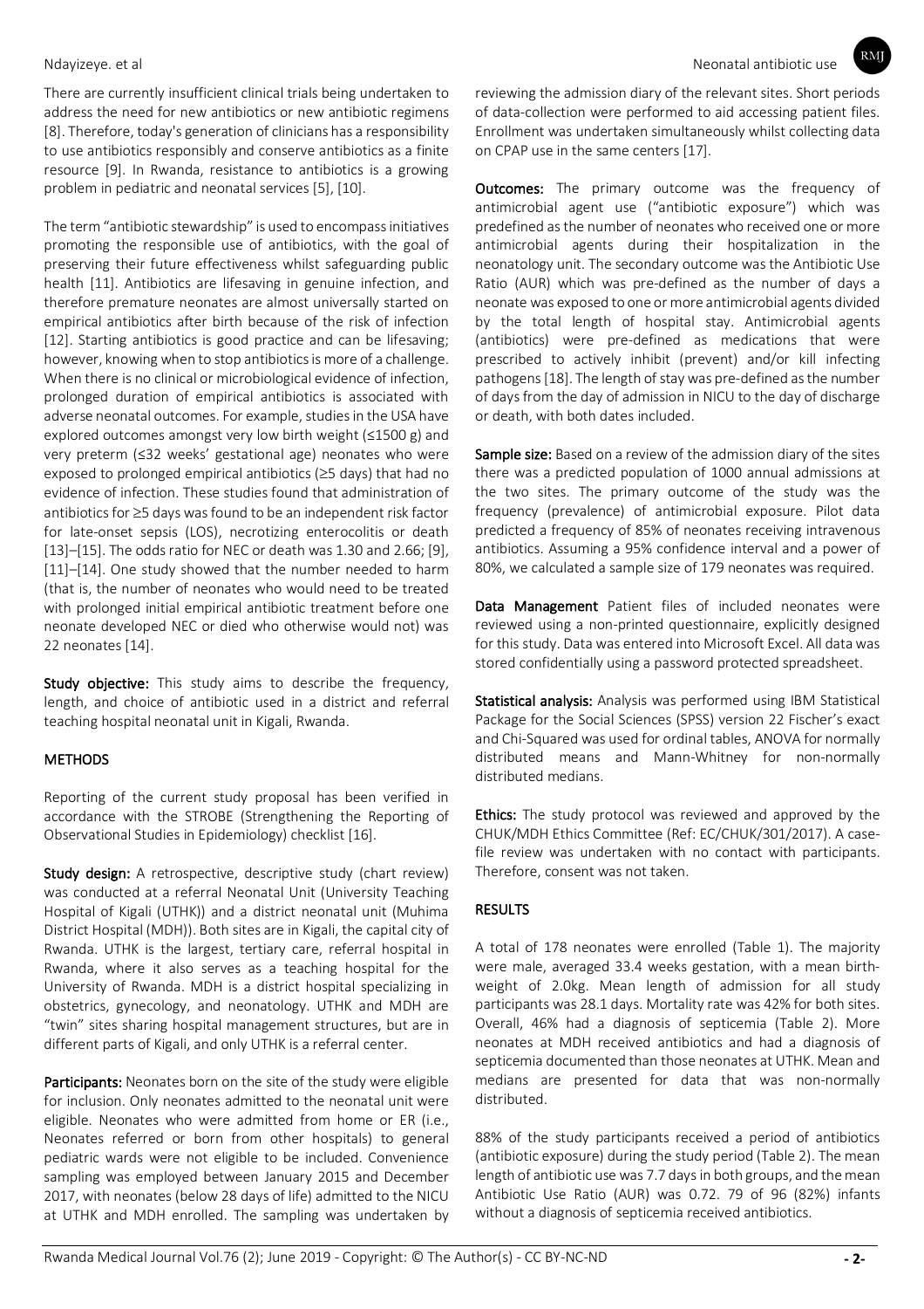There are currently insufficient clinical trials being undertaken to address the need for new antibiotics or new antibiotic regimens [8]. Therefore, today's generation of clinicians has a responsibility to use antibiotics responsibly and conserve antibiotics as a finite resource [9]. In Rwanda, resistance to antibiotics is a growing problem in pediatric and neonatal services [5], [10].

The term "antibiotic stewardship" is used to encompass initiatives promoting the responsible use of antibiotics, with the goal of preserving their future effectiveness whilst safeguarding public health [11]. Antibiotics are lifesaving in genuine infection, and therefore premature neonates are almost universally started on empirical antibiotics after birth because of the risk of infection [12]. Starting antibiotics is good practice and can be lifesaving; however, knowing when to stop antibiotics is more of a challenge. When there is no clinical or microbiological evidence of infection, prolonged duration of empirical antibiotics is associated with adverse neonatal outcomes. For example, studies in the USA have explored outcomes amongst very low birth weight (≤1500 g) and very preterm (≤32 weeks' gestational age) neonates who were exposed to prolonged empirical antibiotics (≥5 days) that had no evidence of infection. These studies found that administration of antibiotics for ≥5 days was found to be an independent risk factor for late-onset sepsis (LOS), necrotizing enterocolitis or death [13]–[15]. The odds ratio for NEC or death was 1.30 and 2.66; [9], [11]–[14]. One study showed that the number needed to harm (that is, the number of neonates who would need to be treated with prolonged initial empirical antibiotic treatment before one neonate developed NEC or died who otherwise would not) was 22 neonates [14].

**Study objective:** This study aims to describe the frequency, length, and choice of antibiotic used in a district and referral teaching hospital neonatal unit in Kigali, Rwanda.

## METHODS

Reporting of the current study proposal has been verified in accordance with the STROBE (Strengthening the Reporting of Observational Studies in Epidemiology) checklist [16].

**Study design:** A retrospective, descriptive study (chart review) was conducted at a referral Neonatal Unit (University Teaching Hospital of Kigali (UTHK)) and a district neonatal unit (Muhima District Hospital (MDH)). Both sites are in Kigali, the capital city of Rwanda. UTHK is the largest, tertiary care, referral hospital in Rwanda, where it also serves as a teaching hospital for the University of Rwanda. MDH is a district hospital specializing in obstetrics, gynecology, and neonatology. UTHK and MDH are "twin" sites sharing hospital management structures, but are in different parts of Kigali, and only UTHK is a referral center.

**Participants:** Neonates born on the site of the study were eligible for inclusion. Only neonates admitted to the neonatal unit were eligible. Neonates who were admitted from home or ER (i.e., Neonates referred or born from other hospitals) to general pediatric wards were not eligible to be included. Convenience sampling was employed between January 2015 and December 2017, with neonates (below 28 days of life) admitted to the NICU at UTHK and MDH enrolled. The sampling was undertaken by reviewing the admission diary of the relevant sites. Short periods of data-collection were performed to aid accessing patient files. Enrollment was undertaken simultaneously whilst collecting data on CPAP use in the same centers [17].

**Outcomes:** The primary outcome was the frequency of antimicrobial agent use ("antibiotic exposure") which was predefined as the number of neonates who received one or more antimicrobial agents during their hospitalization in the neonatology unit. The secondary outcome was the Antibiotic Use Ratio (AUR) which was pre-defined as the number of days a neonate was exposed to one or more antimicrobial agents divided by the total length of hospital stay. Antimicrobial agents (antibiotics) were pre-defined as medications that were prescribed to actively inhibit (prevent) and/or kill infecting pathogens [18]. The length of stay was pre-defined as the number of days from the day of admission in NICU to the day of discharge or death, with both dates included.

**Sample size:** Based on a review of the admission diary of the sites there was a predicted population of 1000 annual admissions at the two sites. The primary outcome of the study was the frequency (prevalence) of antimicrobial exposure. Pilot data predicted a frequency of 85% of neonates receiving intravenous antibiotics. Assuming a 95% confidence interval and a power of 80%, we calculated a sample size of 179 neonates was required.

**Data Management** Patient files of included neonates were reviewed using a non-printed questionnaire, explicitly designed for this study. Data was entered into Microsoft Excel. All data was stored confidentially using a password protected spreadsheet.

**Statistical analysis:** Analysis was performed using IBM Statistical Package for the Social Sciences (SPSS) version 22 Fischer's exact and Chi-Squared was used for ordinal tables, ANOVA for normally distributed means and Mann-Whitney for non-normally distributed medians.

**Ethics:** The study protocol was reviewed and approved by the CHUK/MDH Ethics Committee (Ref: EC/CHUK/301/2017). A case-file review was undertaken with no contact with participants. Therefore, consent was not taken.

## RESULTS

A total of 178 neonates were enrolled (Table 1). The majority were male, averaged 33.4 weeks gestation, with a mean birth-weight of 2.0kg. Mean length of admission for all study participants was 28.1 days. Mortality rate was 42% for both sites. Overall, 46% had a diagnosis of septicemia (Table 2). More neonates at MDH received antibiotics and had a diagnosis of septicemia documented than those neonates at UTHK. Mean and medians are presented for data that was non-normally distributed.

88% of the study participants received a period of antibiotics (antibiotic exposure) during the study period (Table 2). The mean length of antibiotic use was 7.7 days in both groups, and the mean Antibiotic Use Ratio (AUR) was 0.72. 79 of 96 (82%) infants without a diagnosis of septicemia received antibiotics.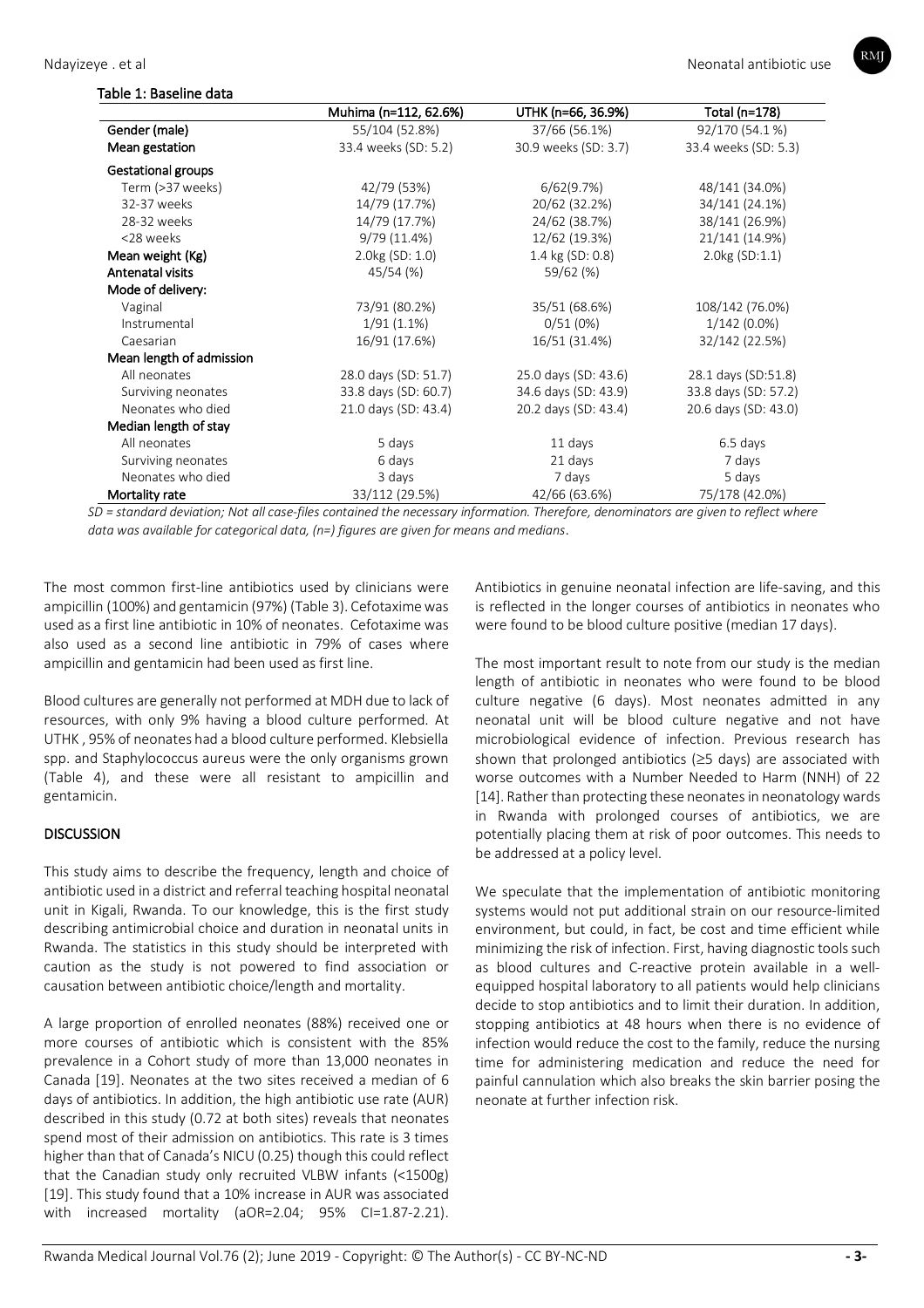Table 1: Baseline data

| | Muhima (n=112, 62.6%) | UTHK (n=66, 36.9%) | Total (n=178) |
|---|---|---|---|
| **Gender (male)** | 55/104 (52.8%) | 37/66 (56.1%) | 92/170 (54.1 %) |
| **Mean gestation** | 33.4 weeks (SD: 5.2) | 30.9 weeks (SD: 3.7) | 33.4 weeks (SD: 5.3) |
| **Gestational groups** | | | |
| Term (>37 weeks) | 42/79 (53%) | 6/62(9.7%) | 48/141 (34.0%) |
| 32-37 weeks | 14/79 (17.7%) | 20/62 (32.2%) | 34/141 (24.1%) |
| 28-32 weeks | 14/79 (17.7%) | 24/62 (38.7%) | 38/141 (26.9%) |
| <28 weeks | 9/79 (11.4%) | 12/62 (19.3%) | 21/141 (14.9%) |
| **Mean weight (Kg)** | 2.0kg (SD: 1.0) | 1.4 kg (SD: 0.8) | 2.0kg (SD:1.1) |
| **Antenatal visits** | 45/54 (%) | 59/62 (%) | |
| **Mode of delivery:** | | | |
| Vaginal | 73/91 (80.2%) | 35/51 (68.6%) | 108/142 (76.0%) |
| Instrumental | 1/91 (1.1%) | 0/51 (0%) | 1/142 (0.0%) |
| Caesarian | 16/91 (17.6%) | 16/51 (31.4%) | 32/142 (22.5%) |
| **Mean length of admission** | | | |
| All neonates | 28.0 days (SD: 51.7) | 25.0 days (SD: 43.6) | 28.1 days (SD:51.8) |
| Surviving neonates | 33.8 days (SD: 60.7) | 34.6 days (SD: 43.9) | 33.8 days (SD: 57.2) |
| Neonates who died | 21.0 days (SD: 43.4) | 20.2 days (SD: 43.4) | 20.6 days (SD: 43.0) |
| **Median length of stay** | | | |
| All neonates | 5 days | 11 days | 6.5 days |
| Surviving neonates | 6 days | 21 days | 7 days |
| Neonates who died | 3 days | 7 days | 5 days |
| **Mortality rate** | 33/112 (29.5%) | 42/66 (63.6%) | 75/178 (42.0%) |

*SD = standard deviation; Not all case-files contained the necessary information. Therefore, denominators are given to reflect where data was available for categorical data, (n=) figures are given for means and medians.*

The most common first-line antibiotics used by clinicians were ampicillin (100%) and gentamicin (97%) (Table 3). Cefotaxime was used as a first line antibiotic in 10% of neonates. Cefotaxime was also used as a second line antibiotic in 79% of cases where ampicillin and gentamicin had been used as first line.

Blood cultures are generally not performed at MDH due to lack of resources, with only 9% having a blood culture performed. At UTHK , 95% of neonates had a blood culture performed. Klebsiella spp. and Staphylococcus aureus were the only organisms grown (Table 4), and these were all resistant to ampicillin and gentamicin.

## DISCUSSION

This study aims to describe the frequency, length and choice of antibiotic used in a district and referral teaching hospital neonatal unit in Kigali, Rwanda. To our knowledge, this is the first study describing antimicrobial choice and duration in neonatal units in Rwanda. The statistics in this study should be interpreted with caution as the study is not powered to find association or causation between antibiotic choice/length and mortality.

A large proportion of enrolled neonates (88%) received one or more courses of antibiotic which is consistent with the 85% prevalence in a Cohort study of more than 13,000 neonates in Canada [19]. Neonates at the two sites received a median of 6 days of antibiotics. In addition, the high antibiotic use rate (AUR) described in this study (0.72 at both sites) reveals that neonates spend most of their admission on antibiotics. This rate is 3 times higher than that of Canada's NICU (0.25) though this could reflect that the Canadian study only recruited VLBW infants (<1500g) [19]. This study found that a 10% increase in AUR was associated with increased mortality (aOR=2.04; 95% CI=1.87-2.21). Antibiotics in genuine neonatal infection are life-saving, and this is reflected in the longer courses of antibiotics in neonates who were found to be blood culture positive (median 17 days).

The most important result to note from our study is the median length of antibiotic in neonates who were found to be blood culture negative (6 days). Most neonates admitted in any neonatal unit will be blood culture negative and not have microbiological evidence of infection. Previous research has shown that prolonged antibiotics (≥5 days) are associated with worse outcomes with a Number Needed to Harm (NNH) of 22 [14]. Rather than protecting these neonates in neonatology wards in Rwanda with prolonged courses of antibiotics, we are potentially placing them at risk of poor outcomes. This needs to be addressed at a policy level.

We speculate that the implementation of antibiotic monitoring systems would not put additional strain on our resource-limited environment, but could, in fact, be cost and time efficient while minimizing the risk of infection. First, having diagnostic tools such as blood cultures and C-reactive protein available in a well-equipped hospital laboratory to all patients would help clinicians decide to stop antibiotics and to limit their duration. In addition, stopping antibiotics at 48 hours when there is no evidence of infection would reduce the cost to the family, reduce the nursing time for administering medication and reduce the need for painful cannulation which also breaks the skin barrier posing the neonate at further infection risk.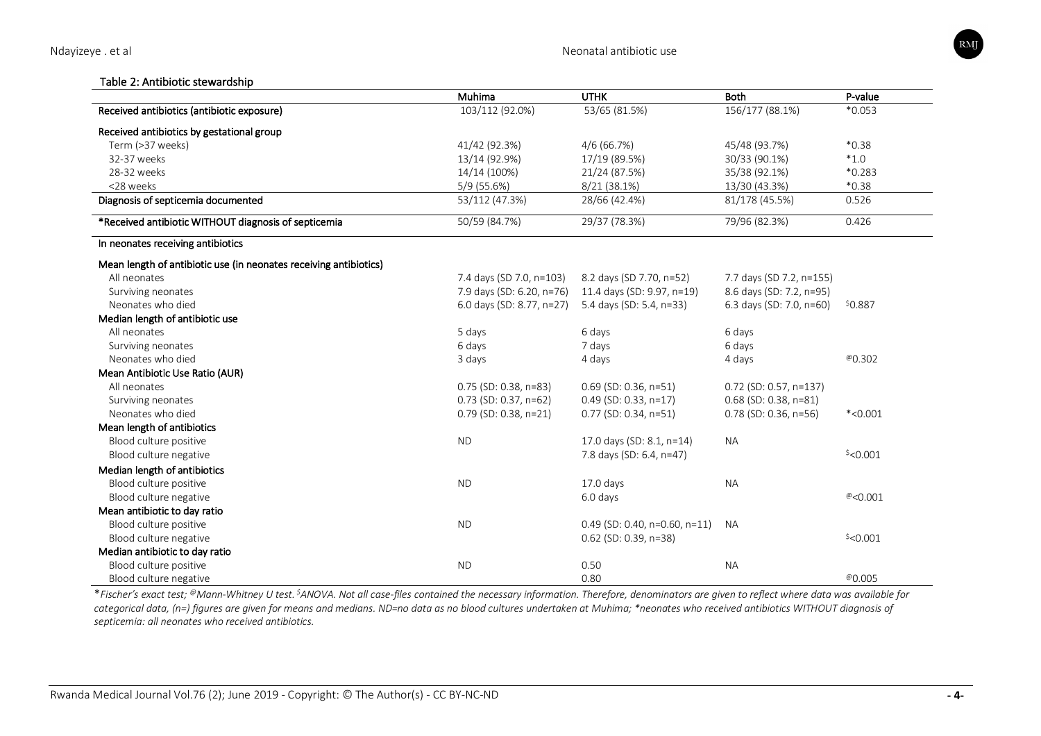Table 2: Antibiotic stewardship

| | Muhima | UTHK | Both | P-value |
|---|---|---|---|---|
| **Received antibiotics (antibiotic exposure)** | 103/112 (92.0%) | 53/65 (81.5%) | 156/177 (88.1%) | *0.053 |
| **Received antibiotics by gestational group** | | | | |
| Term (>37 weeks) | 41/42 (92.3%) | 4/6 (66.7%) | 45/48 (93.7%) | *0.38 |
| 32-37 weeks | 13/14 (92.9%) | 17/19 (89.5%) | 30/33 (90.1%) | *1.0 |
| 28-32 weeks | 14/14 (100%) | 21/24 (87.5%) | 35/38 (92.1%) | *0.283 |
| <28 weeks | 5/9 (55.6%) | 8/21 (38.1%) | 13/30 (43.3%) | *0.38 |
| **Diagnosis of septicemia documented** | 53/112 (47.3%) | 28/66 (42.4%) | 81/178 (45.5%) | 0.526 |
| **\*Received antibiotic WITHOUT diagnosis of septicemia** | 50/59 (84.7%) | 29/37 (78.3%) | 79/96 (82.3%) | 0.426 |
| **In neonates receiving antibiotics** | | | | |
| **Mean length of antibiotic use (in neonates receiving antibiotics)** | | | | |
| All neonates | 7.4 days (SD 7.0, n=103) | 8.2 days (SD 7.70, n=52) | 7.7 days (SD 7.2, n=155) | |
| Surviving neonates | 7.9 days (SD: 6.20, n=76) | 11.4 days (SD: 9.97, n=19) | 8.6 days (SD: 7.2, n=95) | |
| Neonates who died | 6.0 days (SD: 8.77, n=27) | 5.4 days (SD: 5.4, n=33) | 6.3 days (SD: 7.0, n=60) | $0.887 |
| **Median length of antibiotic use** | | | | |
| All neonates | 5 days | 6 days | 6 days | |
| Surviving neonates | 6 days | 7 days | 6 days | |
| Neonates who died | 3 days | 4 days | 4 days | @0.302 |
| **Mean Antibiotic Use Ratio (AUR)** | | | | |
| All neonates | 0.75 (SD: 0.38, n=83) | 0.69 (SD: 0.36, n=51) | 0.72 (SD: 0.57, n=137) | |
| Surviving neonates | 0.73 (SD: 0.37, n=62) | 0.49 (SD: 0.33, n=17) | 0.68 (SD: 0.38, n=81) | |
| Neonates who died | 0.79 (SD: 0.38, n=21) | 0.77 (SD: 0.34, n=51) | 0.78 (SD: 0.36, n=56) | *<0.001 |
| **Mean length of antibiotics** | | | | |
| Blood culture positive | ND | 17.0 days (SD: 8.1, n=14) | NA | |
| Blood culture negative | | 7.8 days (SD: 6.4, n=47) | | $<0.001 |
| **Median length of antibiotics** | | | | |
| Blood culture positive | ND | 17.0 days | NA | |
| Blood culture negative | | 6.0 days | | @<0.001 |
| **Mean antibiotic to day ratio** | | | | |
| Blood culture positive | ND | 0.49 (SD: 0.40, n=0.60, n=11) | NA | |
| Blood culture negative | | 0.62 (SD: 0.39, n=38) | | $<0.001 |
| **Median antibiotic to day ratio** | | | | |
| Blood culture positive | ND | 0.50 | NA | |
| Blood culture negative | | 0.80 | | @0.005 |

*\*Fischer's exact test; @Mann-Whitney U test. $ANOVA. Not all case-files contained the necessary information. Therefore, denominators are given to reflect where data was available for categorical data, (n=) figures are given for means and medians. ND=no data as no blood cultures undertaken at Muhima; \*neonates who received antibiotics WITHOUT diagnosis of septicemia: all neonates who received antibiotics.*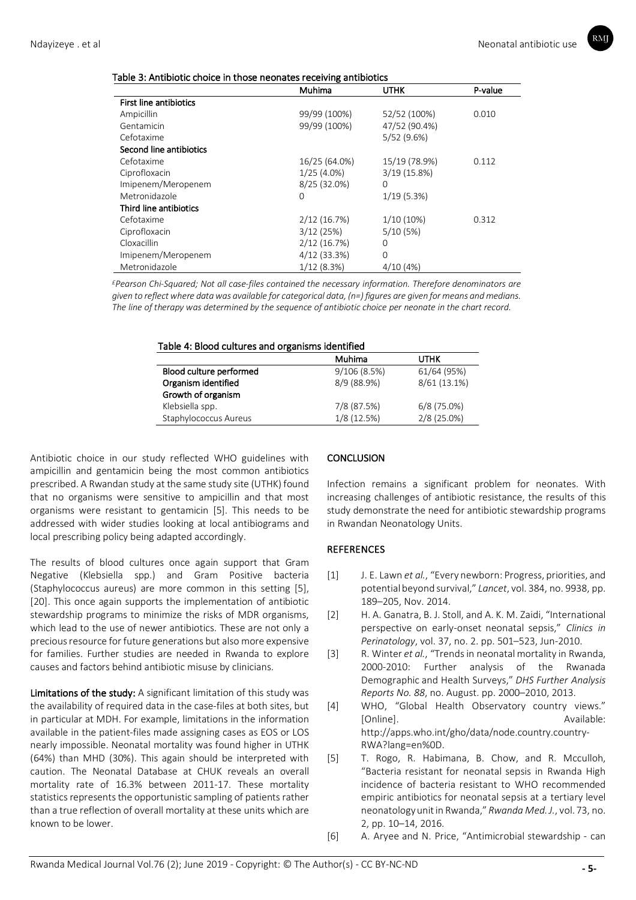Table 3: Antibiotic choice in those neonates receiving antibiotics

| | Muhima | UTHK | P-value |
|---|---|---|---|
| **First line antibiotics** | | | |
| Ampicillin | 99/99 (100%) | 52/52 (100%) | 0.010 |
| Gentamicin | 99/99 (100%) | 47/52 (90.4%) | |
| Cefotaxime | | 5/52 (9.6%) | |
| **Second line antibiotics** | | | |
| Cefotaxime | 16/25 (64.0%) | 15/19 (78.9%) | 0.112 |
| Ciprofloxacin | 1/25 (4.0%) | 3/19 (15.8%) | |
| Imipenem/Meropenem | 8/25 (32.0%) | 0 | |
| Metronidazole | 0 | 1/19 (5.3%) | |
| **Third line antibiotics** | | | |
| Cefotaxime | 2/12 (16.7%) | 1/10 (10%) | 0.312 |
| Ciprofloxacin | 3/12 (25%) | 5/10 (5%) | |
| Cloxacillin | 2/12 (16.7%) | 0 | |
| Imipenem/Meropenem | 4/12 (33.3%) | 0 | |
| Metronidazole | 1/12 (8.3%) | 4/10 (4%) | |

*£Pearson Chi-Squared; Not all case-files contained the necessary information. Therefore denominators are given to reflect where data was available for categorical data, (n=) figures are given for means and medians. The line of therapy was determined by the sequence of antibiotic choice per neonate in the chart record.*

Table 4: Blood cultures and organisms identified

| | Muhima | UTHK |
|---|---|---|
| **Blood culture performed** | 9/106 (8.5%) | 61/64 (95%) |
| **Organism identified** | 8/9 (88.9%) | 8/61 (13.1%) |
| **Growth of organism** | | |
| Klebsiella spp. | 7/8 (87.5%) | 6/8 (75.0%) |
| Staphylococcus Aureus | 1/8 (12.5%) | 2/8 (25.0%) |

Antibiotic choice in our study reflected WHO guidelines with ampicillin and gentamicin being the most common antibiotics prescribed. A Rwandan study at the same study site (UTHK) found that no organisms were sensitive to ampicillin and that most organisms were resistant to gentamicin [5]. This needs to be addressed with wider studies looking at local antibiograms and local prescribing policy being adapted accordingly.

The results of blood cultures once again support that Gram Negative (Klebsiella spp.) and Gram Positive bacteria (Staphylococcus aureus) are more common in this setting [5], [20]. This once again supports the implementation of antibiotic stewardship programs to minimize the risks of MDR organisms, which lead to the use of newer antibiotics. These are not only a precious resource for future generations but also more expensive for families. Further studies are needed in Rwanda to explore causes and factors behind antibiotic misuse by clinicians.

**Limitations of the study:** A significant limitation of this study was the availability of required data in the case-files at both sites, but in particular at MDH. For example, limitations in the information available in the patient-files made assigning cases as EOS or LOS nearly impossible. Neonatal mortality was found higher in UTHK (64%) than MHD (30%). This again should be interpreted with caution. The Neonatal Database at CHUK reveals an overall mortality rate of 16.3% between 2011-17. These mortality statistics represents the opportunistic sampling of patients rather than a true reflection of overall mortality at these units which are known to be lower.

## CONCLUSION

Infection remains a significant problem for neonates. With increasing challenges of antibiotic resistance, the results of this study demonstrate the need for antibiotic stewardship programs in Rwandan Neonatology Units.

## REFERENCES

[1] J. E. Lawn *et al.*, "Every newborn: Progress, priorities, and potential beyond survival," *Lancet*, vol. 384, no. 9938, pp. 189–205, Nov. 2014.

[2] H. A. Ganatra, B. J. Stoll, and A. K. M. Zaidi, "International perspective on early-onset neonatal sepsis," *Clinics in Perinatology*, vol. 37, no. 2. pp. 501–523, Jun-2010.

[3] R. Winter *et al.*, "Trends in neonatal mortality in Rwanda, 2000-2010: Further analysis of the Rwanada Demographic and Health Surveys," *DHS Further Analysis Reports No. 88*, no. August. pp. 2000–2010, 2013.

[4] WHO, "Global Health Observatory country views." [Online]. Available: http://apps.who.int/gho/data/node.country.country-RWA?lang=en%0D.

[5] T. Rogo, R. Habimana, B. Chow, and R. Mcculloh, "Bacteria resistant for neonatal sepsis in Rwanda High incidence of bacteria resistant to WHO recommended empiric antibiotics for neonatal sepsis at a tertiary level neonatology unit in Rwanda," *Rwanda Med. J.*, vol. 73, no. 2, pp. 10–14, 2016.

[6] A. Aryee and N. Price, "Antimicrobial stewardship - can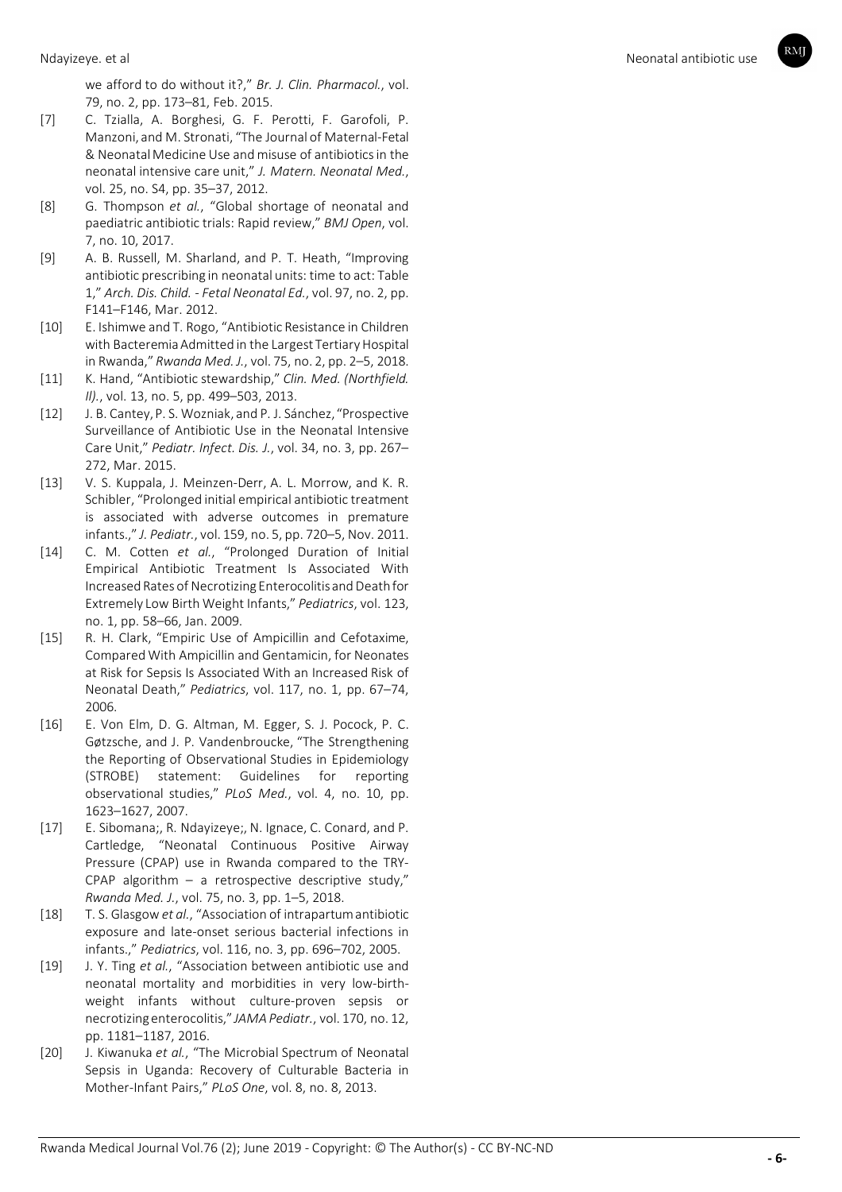we afford to do without it?," *Br. J. Clin. Pharmacol.*, vol. 79, no. 2, pp. 173–81, Feb. 2015.

[7] C. Tzialla, A. Borghesi, G. F. Perotti, F. Garofoli, P. Manzoni, and M. Stronati, "The Journal of Maternal-Fetal & Neonatal Medicine Use and misuse of antibiotics in the neonatal intensive care unit," *J. Matern. Neonatal Med.*, vol. 25, no. S4, pp. 35–37, 2012.

[8] G. Thompson *et al.*, "Global shortage of neonatal and paediatric antibiotic trials: Rapid review," *BMJ Open*, vol. 7, no. 10, 2017.

[9] A. B. Russell, M. Sharland, and P. T. Heath, "Improving antibiotic prescribing in neonatal units: time to act: Table 1," *Arch. Dis. Child. - Fetal Neonatal Ed.*, vol. 97, no. 2, pp. F141–F146, Mar. 2012.

[10] E. Ishimwe and T. Rogo, "Antibiotic Resistance in Children with Bacteremia Admitted in the Largest Tertiary Hospital in Rwanda," *Rwanda Med. J.*, vol. 75, no. 2, pp. 2–5, 2018.

[11] K. Hand, "Antibiotic stewardship," *Clin. Med. (Northfield. Il).*, vol. 13, no. 5, pp. 499–503, 2013.

[12] J. B. Cantey, P. S. Wozniak, and P. J. Sánchez, "Prospective Surveillance of Antibiotic Use in the Neonatal Intensive Care Unit," *Pediatr. Infect. Dis. J.*, vol. 34, no. 3, pp. 267–272, Mar. 2015.

[13] V. S. Kuppala, J. Meinzen-Derr, A. L. Morrow, and K. R. Schibler, "Prolonged initial empirical antibiotic treatment is associated with adverse outcomes in premature infants.," *J. Pediatr.*, vol. 159, no. 5, pp. 720–5, Nov. 2011.

[14] C. M. Cotten *et al.*, "Prolonged Duration of Initial Empirical Antibiotic Treatment Is Associated With Increased Rates of Necrotizing Enterocolitis and Death for Extremely Low Birth Weight Infants," *Pediatrics*, vol. 123, no. 1, pp. 58–66, Jan. 2009.

[15] R. H. Clark, "Empiric Use of Ampicillin and Cefotaxime, Compared With Ampicillin and Gentamicin, for Neonates at Risk for Sepsis Is Associated With an Increased Risk of Neonatal Death," *Pediatrics*, vol. 117, no. 1, pp. 67–74, 2006.

[16] E. Von Elm, D. G. Altman, M. Egger, S. J. Pocock, P. C. Gøtzsche, and J. P. Vandenbroucke, "The Strengthening the Reporting of Observational Studies in Epidemiology (STROBE) statement: Guidelines for reporting observational studies," *PLoS Med.*, vol. 4, no. 10, pp. 1623–1627, 2007.

[17] E. Sibomana;, R. Ndayizeye;, N. Ignace, C. Conard, and P. Cartledge, "Neonatal Continuous Positive Airway Pressure (CPAP) use in Rwanda compared to the TRY-CPAP algorithm – a retrospective descriptive study," *Rwanda Med. J.*, vol. 75, no. 3, pp. 1–5, 2018.

[18] T. S. Glasgow *et al.*, "Association of intrapartum antibiotic exposure and late-onset serious bacterial infections in infants.," *Pediatrics*, vol. 116, no. 3, pp. 696–702, 2005.

[19] J. Y. Ting *et al.*, "Association between antibiotic use and neonatal mortality and morbidities in very low-birth-weight infants without culture-proven sepsis or necrotizing enterocolitis," *JAMA Pediatr.*, vol. 170, no. 12, pp. 1181–1187, 2016.

[20] J. Kiwanuka *et al.*, "The Microbial Spectrum of Neonatal Sepsis in Uganda: Recovery of Culturable Bacteria in Mother-Infant Pairs," *PLoS One*, vol. 8, no. 8, 2013.